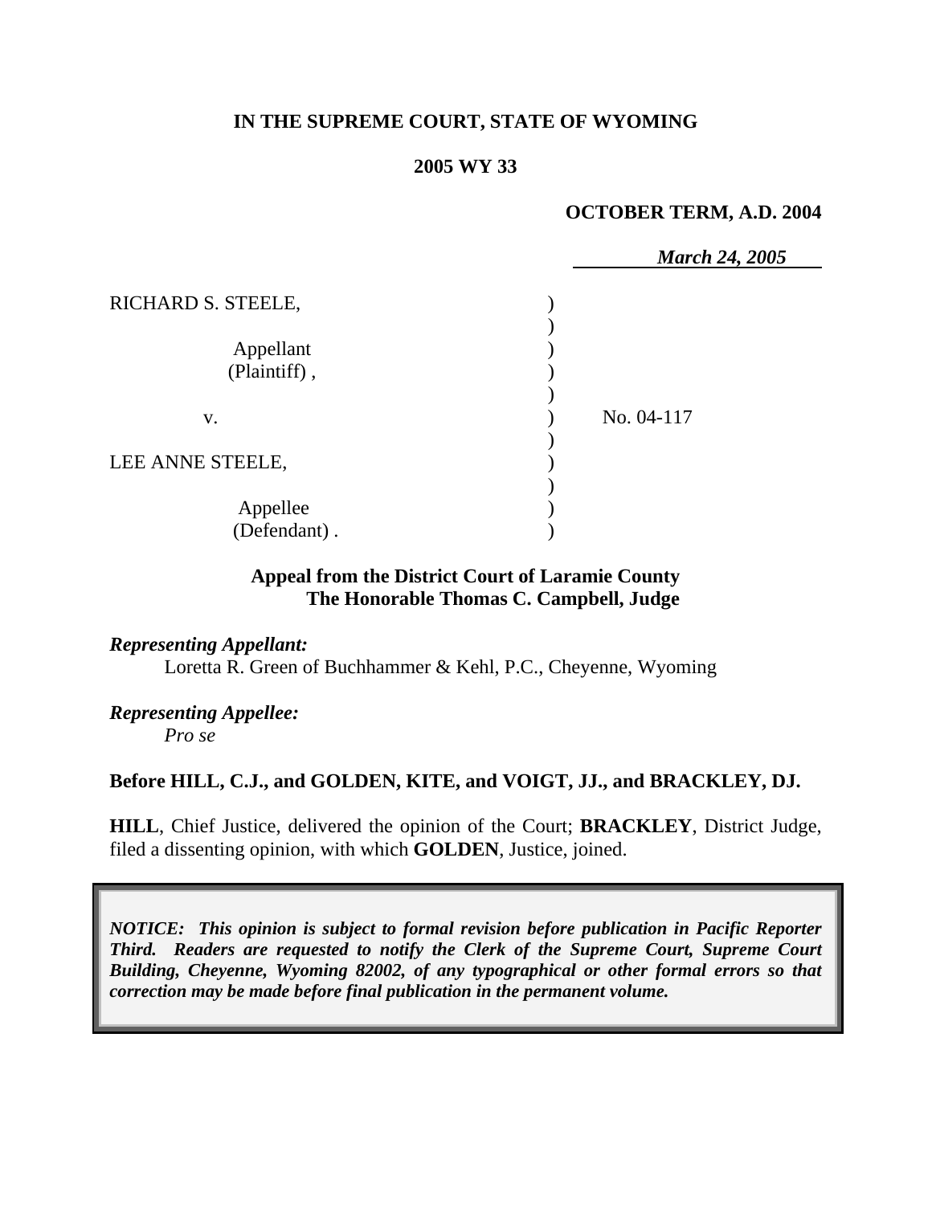**IN THE SUPREME COURT, STATE OF WYOMING**

**2005 WY 33**

**OCTOBER TERM, A.D. 2004**

*March 24, 2005*

| | | |
|---|---|---|
| RICHARD S. STEELE, Appellant (Plaintiff), | ) | |
| v. | ) | No. 04-117 |
| LEE ANNE STEELE, Appellee (Defendant). | ) | |

**Appeal from the District Court of Laramie County**
**The Honorable Thomas C. Campbell, Judge**

***Representing Appellant:***
Loretta R. Green of Buchhammer & Kehl, P.C., Cheyenne, Wyoming

***Representing Appellee:***
*Pro se*

**Before HILL, C.J., and GOLDEN, KITE, and VOIGT, JJ., and BRACKLEY, DJ.**

**HILL**, Chief Justice, delivered the opinion of the Court; **BRACKLEY**, District Judge, filed a dissenting opinion, with which **GOLDEN**, Justice, joined.

***NOTICE: This opinion is subject to formal revision before publication in Pacific Reporter Third. Readers are requested to notify the Clerk of the Supreme Court, Supreme Court Building, Cheyenne, Wyoming 82002, of any typographical or other formal errors so that correction may be made before final publication in the permanent volume.***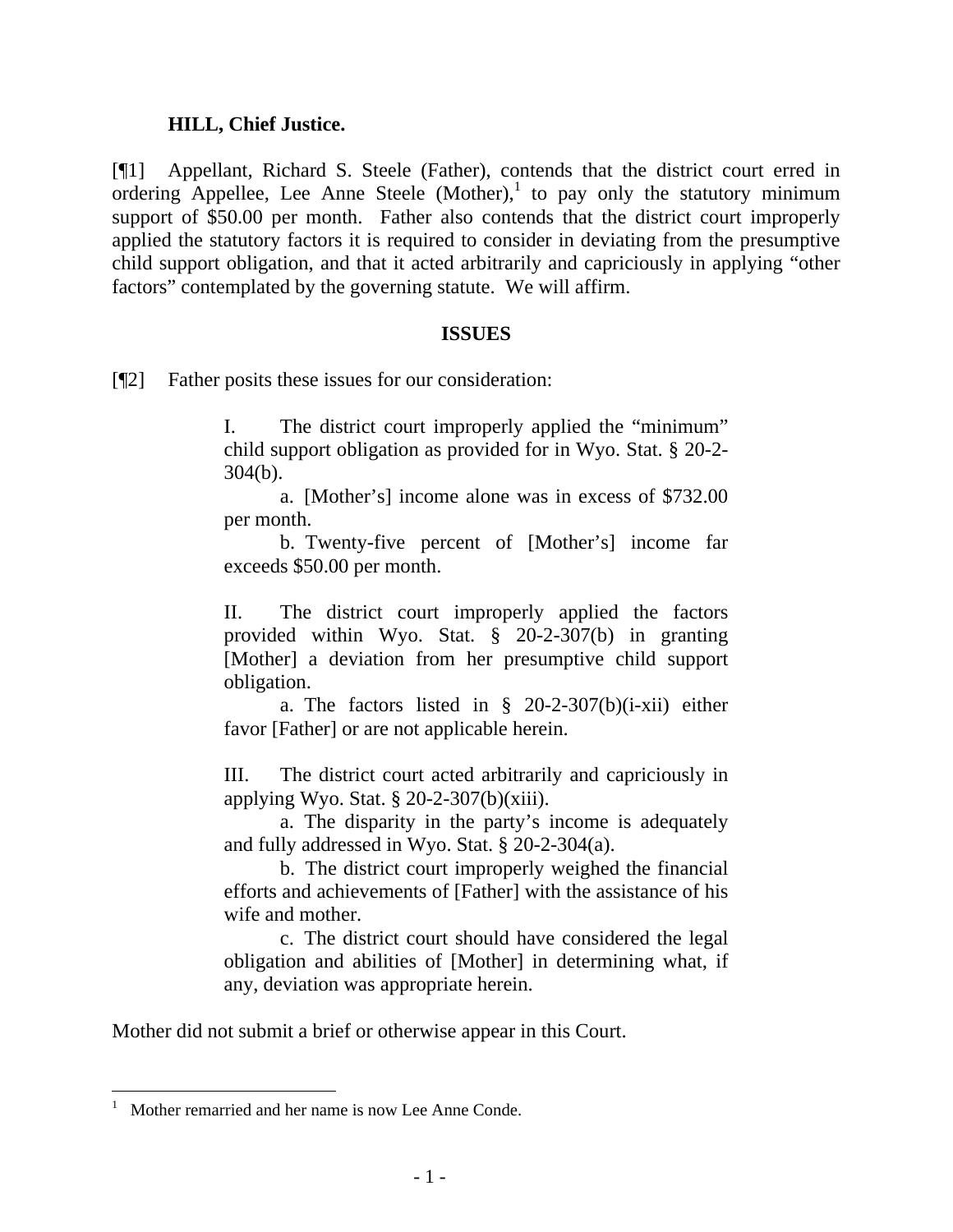**HILL, Chief Justice.**

[¶1] Appellant, Richard S. Steele (Father), contends that the district court erred in ordering Appellee, Lee Anne Steele (Mother),[1] to pay only the statutory minimum support of $50.00 per month. Father also contends that the district court improperly applied the statutory factors it is required to consider in deviating from the presumptive child support obligation, and that it acted arbitrarily and capriciously in applying "other factors" contemplated by the governing statute. We will affirm.

**ISSUES**

[¶2] Father posits these issues for our consideration:

> I. The district court improperly applied the "minimum" child support obligation as provided for in Wyo. Stat. § 20-2-304(b).
>
> a. [Mother's] income alone was in excess of $732.00 per month.
>
> b. Twenty-five percent of [Mother's] income far exceeds $50.00 per month.
>
> II. The district court improperly applied the factors provided within Wyo. Stat. § 20-2-307(b) in granting [Mother] a deviation from her presumptive child support obligation.
>
> a. The factors listed in § 20-2-307(b)(i-xii) either favor [Father] or are not applicable herein.
>
> III. The district court acted arbitrarily and capriciously in applying Wyo. Stat. § 20-2-307(b)(xiii).
>
> a. The disparity in the party's income is adequately and fully addressed in Wyo. Stat. § 20-2-304(a).
>
> b. The district court improperly weighed the financial efforts and achievements of [Father] with the assistance of his wife and mother.
>
> c. The district court should have considered the legal obligation and abilities of [Mother] in determining what, if any, deviation was appropriate herein.

Mother did not submit a brief or otherwise appear in this Court.

---

[1] Mother remarried and her name is now Lee Anne Conde.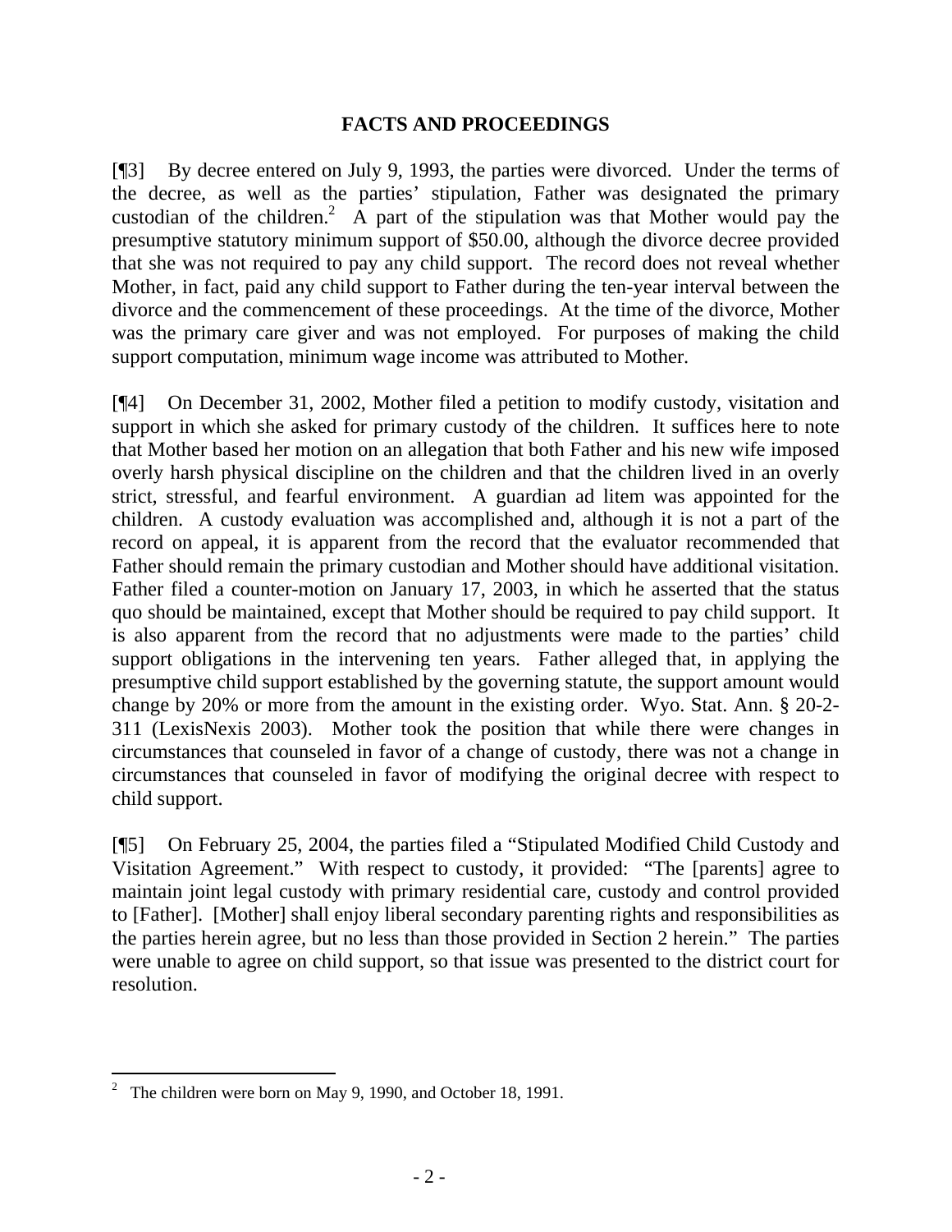## FACTS AND PROCEEDINGS

[¶3] By decree entered on July 9, 1993, the parties were divorced. Under the terms of the decree, as well as the parties' stipulation, Father was designated the primary custodian of the children.[2] A part of the stipulation was that Mother would pay the presumptive statutory minimum support of $50.00, although the divorce decree provided that she was not required to pay any child support. The record does not reveal whether Mother, in fact, paid any child support to Father during the ten-year interval between the divorce and the commencement of these proceedings. At the time of the divorce, Mother was the primary care giver and was not employed. For purposes of making the child support computation, minimum wage income was attributed to Mother.

[¶4] On December 31, 2002, Mother filed a petition to modify custody, visitation and support in which she asked for primary custody of the children. It suffices here to note that Mother based her motion on an allegation that both Father and his new wife imposed overly harsh physical discipline on the children and that the children lived in an overly strict, stressful, and fearful environment. A guardian ad litem was appointed for the children. A custody evaluation was accomplished and, although it is not a part of the record on appeal, it is apparent from the record that the evaluator recommended that Father should remain the primary custodian and Mother should have additional visitation. Father filed a counter-motion on January 17, 2003, in which he asserted that the status quo should be maintained, except that Mother should be required to pay child support. It is also apparent from the record that no adjustments were made to the parties' child support obligations in the intervening ten years. Father alleged that, in applying the presumptive child support established by the governing statute, the support amount would change by 20% or more from the amount in the existing order. Wyo. Stat. Ann. § 20-2-311 (LexisNexis 2003). Mother took the position that while there were changes in circumstances that counseled in favor of a change of custody, there was not a change in circumstances that counseled in favor of modifying the original decree with respect to child support.

[¶5] On February 25, 2004, the parties filed a "Stipulated Modified Child Custody and Visitation Agreement." With respect to custody, it provided: "The [parents] agree to maintain joint legal custody with primary residential care, custody and control provided to [Father]. [Mother] shall enjoy liberal secondary parenting rights and responsibilities as the parties herein agree, but no less than those provided in Section 2 herein." The parties were unable to agree on child support, so that issue was presented to the district court for resolution.

---

[2] The children were born on May 9, 1990, and October 18, 1991.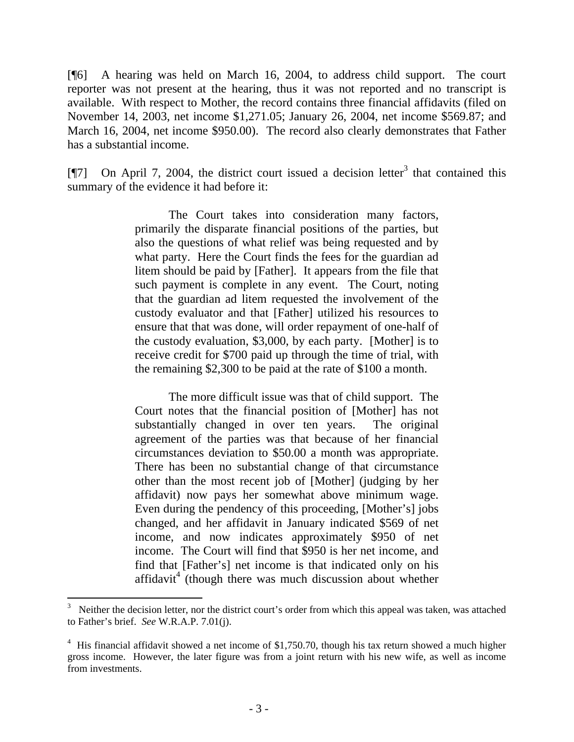[¶6] A hearing was held on March 16, 2004, to address child support. The court reporter was not present at the hearing, thus it was not reported and no transcript is available. With respect to Mother, the record contains three financial affidavits (filed on November 14, 2003, net income $1,271.05; January 26, 2004, net income $569.87; and March 16, 2004, net income $950.00). The record also clearly demonstrates that Father has a substantial income.

[¶7] On April 7, 2004, the district court issued a decision letter[3] that contained this summary of the evidence it had before it:

> The Court takes into consideration many factors, primarily the disparate financial positions of the parties, but also the questions of what relief was being requested and by what party. Here the Court finds the fees for the guardian ad litem should be paid by [Father]. It appears from the file that such payment is complete in any event. The Court, noting that the guardian ad litem requested the involvement of the custody evaluator and that [Father] utilized his resources to ensure that that was done, will order repayment of one-half of the custody evaluation, $3,000, by each party. [Mother] is to receive credit for $700 paid up through the time of trial, with the remaining $2,300 to be paid at the rate of $100 a month.
>
> The more difficult issue was that of child support. The Court notes that the financial position of [Mother] has not substantially changed in over ten years. The original agreement of the parties was that because of her financial circumstances deviation to $50.00 a month was appropriate. There has been no substantial change of that circumstance other than the most recent job of [Mother] (judging by her affidavit) now pays her somewhat above minimum wage. Even during the pendency of this proceeding, [Mother's] jobs changed, and her affidavit in January indicated $569 of net income, and now indicates approximately $950 of net income. The Court will find that $950 is her net income, and find that [Father's] net income is that indicated only on his affidavit[4] (though there was much discussion about whether

---

[3] Neither the decision letter, nor the district court's order from which this appeal was taken, was attached to Father's brief. *See* W.R.A.P. 7.01(j).

[4] His financial affidavit showed a net income of $1,750.70, though his tax return showed a much higher gross income. However, the later figure was from a joint return with his new wife, as well as income from investments.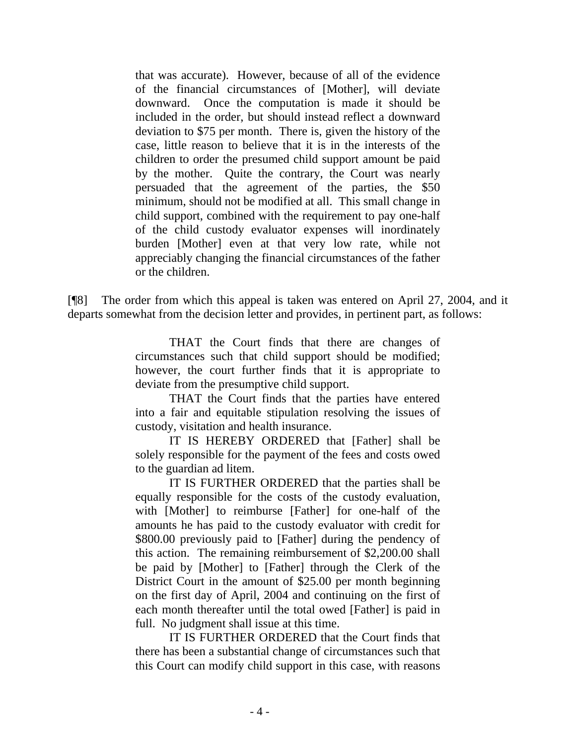> that was accurate). However, because of all of the evidence of the financial circumstances of [Mother], will deviate downward. Once the computation is made it should be included in the order, but should instead reflect a downward deviation to $75 per month. There is, given the history of the case, little reason to believe that it is in the interests of the children to order the presumed child support amount be paid by the mother. Quite the contrary, the Court was nearly persuaded that the agreement of the parties, the $50 minimum, should not be modified at all. This small change in child support, combined with the requirement to pay one-half of the child custody evaluator expenses will inordinately burden [Mother] even at that very low rate, while not appreciably changing the financial circumstances of the father or the children.

[¶8] The order from which this appeal is taken was entered on April 27, 2004, and it departs somewhat from the decision letter and provides, in pertinent part, as follows:

> THAT the Court finds that there are changes of circumstances such that child support should be modified; however, the court further finds that it is appropriate to deviate from the presumptive child support.
>
> THAT the Court finds that the parties have entered into a fair and equitable stipulation resolving the issues of custody, visitation and health insurance.
>
> IT IS HEREBY ORDERED that [Father] shall be solely responsible for the payment of the fees and costs owed to the guardian ad litem.
>
> IT IS FURTHER ORDERED that the parties shall be equally responsible for the costs of the custody evaluation, with [Mother] to reimburse [Father] for one-half of the amounts he has paid to the custody evaluator with credit for $800.00 previously paid to [Father] during the pendency of this action. The remaining reimbursement of $2,200.00 shall be paid by [Mother] to [Father] through the Clerk of the District Court in the amount of $25.00 per month beginning on the first day of April, 2004 and continuing on the first of each month thereafter until the total owed [Father] is paid in full. No judgment shall issue at this time.
>
> IT IS FURTHER ORDERED that the Court finds that there has been a substantial change of circumstances such that this Court can modify child support in this case, with reasons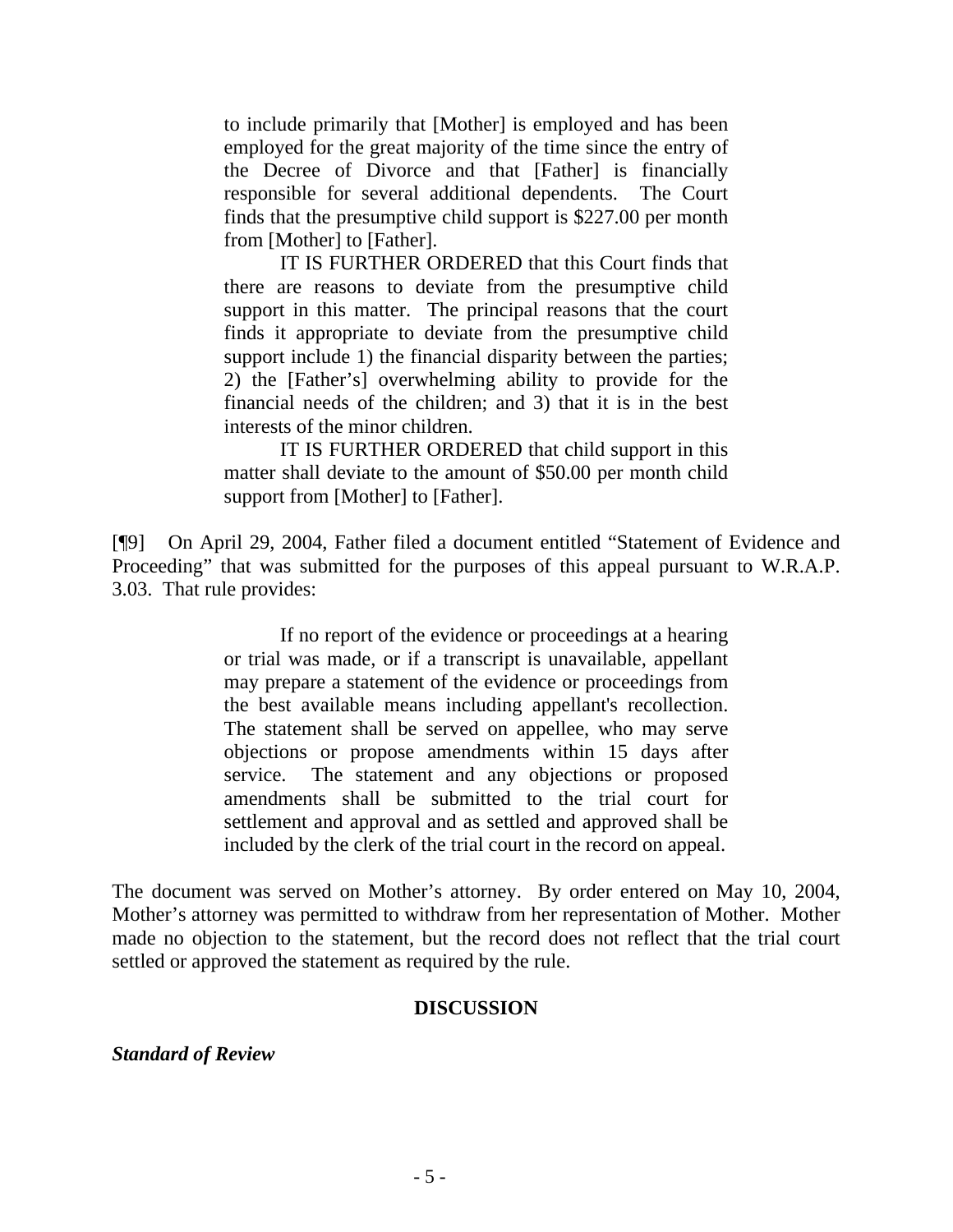> to include primarily that [Mother] is employed and has been employed for the great majority of the time since the entry of the Decree of Divorce and that [Father] is financially responsible for several additional dependents. The Court finds that the presumptive child support is $227.00 per month from [Mother] to [Father].
>
> IT IS FURTHER ORDERED that this Court finds that there are reasons to deviate from the presumptive child support in this matter. The principal reasons that the court finds it appropriate to deviate from the presumptive child support include 1) the financial disparity between the parties; 2) the [Father's] overwhelming ability to provide for the financial needs of the children; and 3) that it is in the best interests of the minor children.
>
> IT IS FURTHER ORDERED that child support in this matter shall deviate to the amount of $50.00 per month child support from [Mother] to [Father].

[¶9] On April 29, 2004, Father filed a document entitled "Statement of Evidence and Proceeding" that was submitted for the purposes of this appeal pursuant to W.R.A.P. 3.03. That rule provides:

> If no report of the evidence or proceedings at a hearing or trial was made, or if a transcript is unavailable, appellant may prepare a statement of the evidence or proceedings from the best available means including appellant's recollection. The statement shall be served on appellee, who may serve objections or propose amendments within 15 days after service. The statement and any objections or proposed amendments shall be submitted to the trial court for settlement and approval and as settled and approved shall be included by the clerk of the trial court in the record on appeal.

The document was served on Mother's attorney. By order entered on May 10, 2004, Mother's attorney was permitted to withdraw from her representation of Mother. Mother made no objection to the statement, but the record does not reflect that the trial court settled or approved the statement as required by the rule.

## DISCUSSION

***Standard of Review***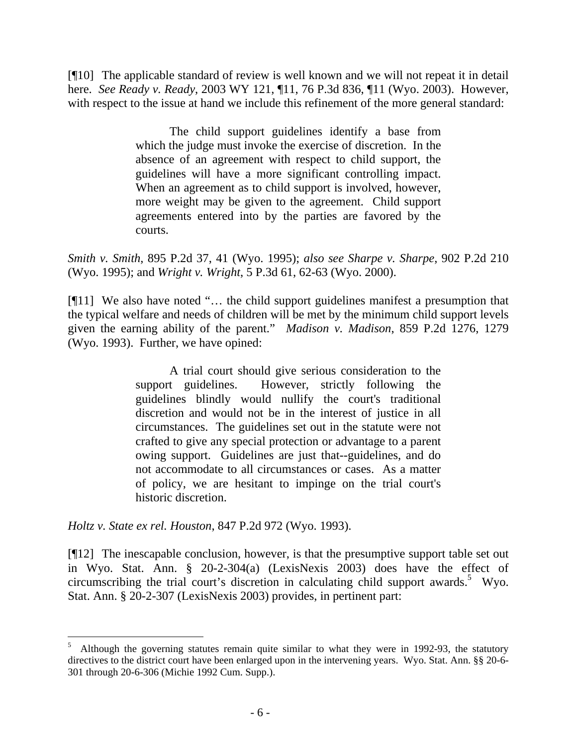[¶10] The applicable standard of review is well known and we will not repeat it in detail here. *See Ready v. Ready*, 2003 WY 121, ¶11, 76 P.3d 836, ¶11 (Wyo. 2003). However, with respect to the issue at hand we include this refinement of the more general standard:

> The child support guidelines identify a base from which the judge must invoke the exercise of discretion. In the absence of an agreement with respect to child support, the guidelines will have a more significant controlling impact. When an agreement as to child support is involved, however, more weight may be given to the agreement. Child support agreements entered into by the parties are favored by the courts.

*Smith v. Smith*, 895 P.2d 37, 41 (Wyo. 1995); *also see Sharpe v. Sharpe*, 902 P.2d 210 (Wyo. 1995); and *Wright v. Wright*, 5 P.3d 61, 62-63 (Wyo. 2000).

[¶11] We also have noted "… the child support guidelines manifest a presumption that the typical welfare and needs of children will be met by the minimum child support levels given the earning ability of the parent." *Madison v. Madison*, 859 P.2d 1276, 1279 (Wyo. 1993). Further, we have opined:

> A trial court should give serious consideration to the support guidelines. However, strictly following the guidelines blindly would nullify the court's traditional discretion and would not be in the interest of justice in all circumstances. The guidelines set out in the statute were not crafted to give any special protection or advantage to a parent owing support. Guidelines are just that--guidelines, and do not accommodate to all circumstances or cases. As a matter of policy, we are hesitant to impinge on the trial court's historic discretion.

*Holtz v. State ex rel. Houston*, 847 P.2d 972 (Wyo. 1993).

[¶12] The inescapable conclusion, however, is that the presumptive support table set out in Wyo. Stat. Ann. § 20-2-304(a) (LexisNexis 2003) does have the effect of circumscribing the trial court's discretion in calculating child support awards.[5] Wyo. Stat. Ann. § 20-2-307 (LexisNexis 2003) provides, in pertinent part:

---

[5] Although the governing statutes remain quite similar to what they were in 1992-93, the statutory directives to the district court have been enlarged upon in the intervening years. Wyo. Stat. Ann. §§ 20-6-301 through 20-6-306 (Michie 1992 Cum. Supp.).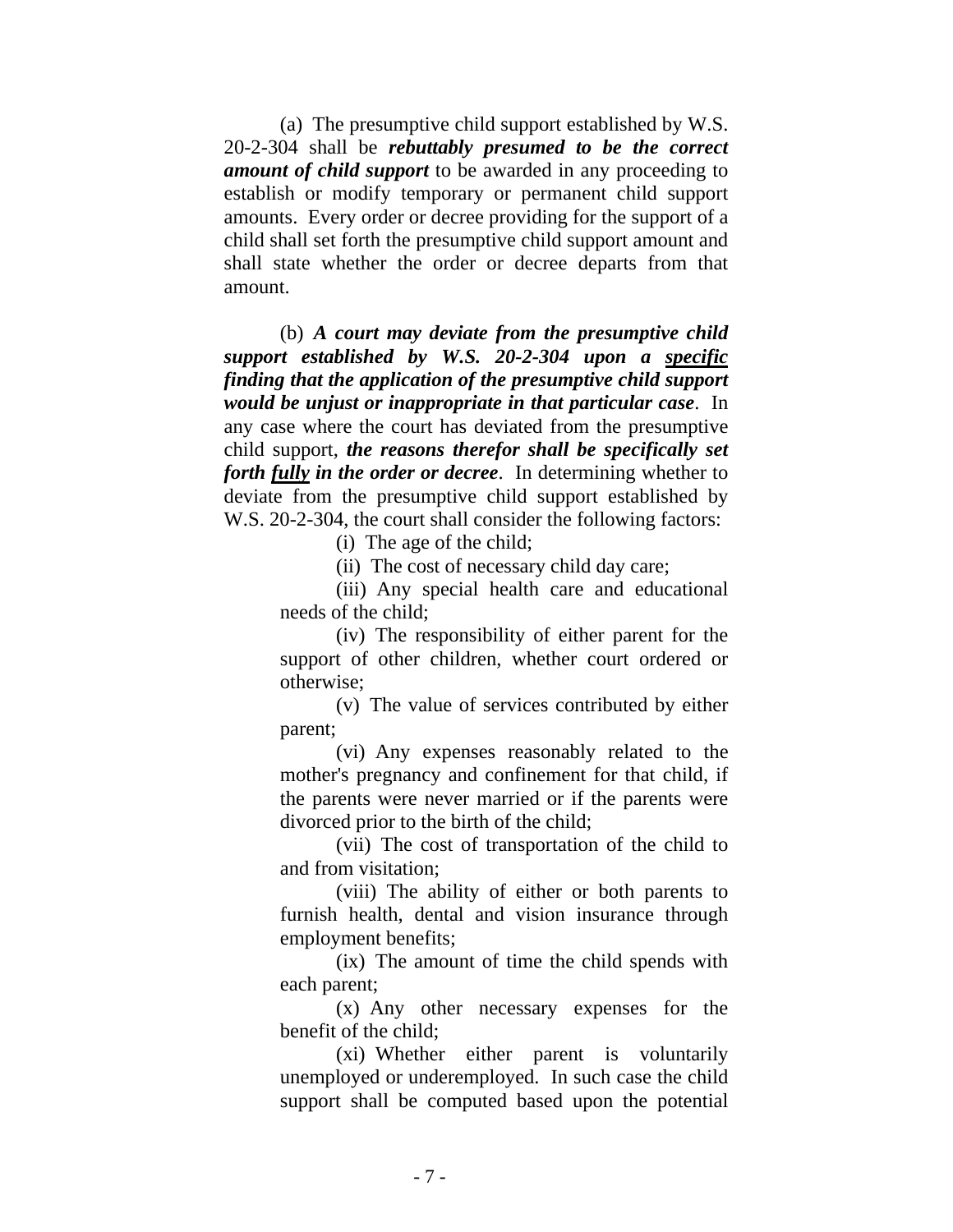(a) The presumptive child support established by W.S. 20-2-304 shall be ***rebuttably presumed to be the correct amount of child support*** to be awarded in any proceeding to establish or modify temporary or permanent child support amounts. Every order or decree providing for the support of a child shall set forth the presumptive child support amount and shall state whether the order or decree departs from that amount.

(b) ***A court may deviate from the presumptive child support established by W.S. 20-2-304 upon a <u>specific</u> finding that the application of the presumptive child support would be unjust or inappropriate in that particular case***. In any case where the court has deviated from the presumptive child support, ***the reasons therefor shall be specifically set forth <u>fully</u> in the order or decree***. In determining whether to deviate from the presumptive child support established by W.S. 20-2-304, the court shall consider the following factors:

> (i) The age of the child;
>
> (ii) The cost of necessary child day care;
>
> (iii) Any special health care and educational needs of the child;
>
> (iv) The responsibility of either parent for the support of other children, whether court ordered or otherwise;
>
> (v) The value of services contributed by either parent;
>
> (vi) Any expenses reasonably related to the mother's pregnancy and confinement for that child, if the parents were never married or if the parents were divorced prior to the birth of the child;
>
> (vii) The cost of transportation of the child to and from visitation;
>
> (viii) The ability of either or both parents to furnish health, dental and vision insurance through employment benefits;
>
> (ix) The amount of time the child spends with each parent;
>
> (x) Any other necessary expenses for the benefit of the child;
>
> (xi) Whether either parent is voluntarily unemployed or underemployed. In such case the child support shall be computed based upon the potential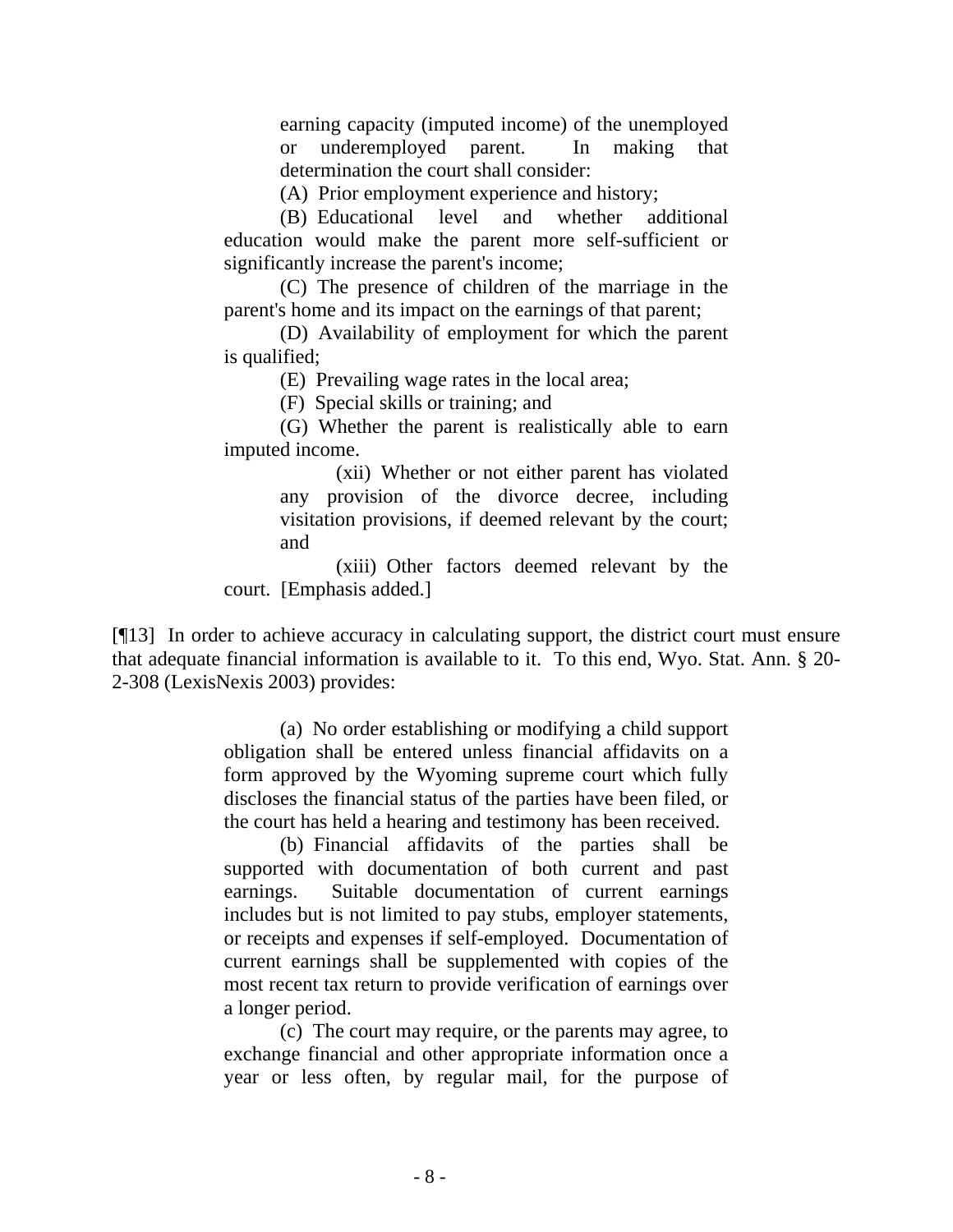> earning capacity (imputed income) of the unemployed or underemployed parent. In making that determination the court shall consider:
>
> (A) Prior employment experience and history;
>
> (B) Educational level and whether additional education would make the parent more self-sufficient or significantly increase the parent's income;
>
> (C) The presence of children of the marriage in the parent's home and its impact on the earnings of that parent;
>
> (D) Availability of employment for which the parent is qualified;
>
> (E) Prevailing wage rates in the local area;
>
> (F) Special skills or training; and
>
> (G) Whether the parent is realistically able to earn imputed income.
>
> (xii) Whether or not either parent has violated any provision of the divorce decree, including visitation provisions, if deemed relevant by the court; and
>
> (xiii) Other factors deemed relevant by the court. [Emphasis added.]

[¶13] In order to achieve accuracy in calculating support, the district court must ensure that adequate financial information is available to it. To this end, Wyo. Stat. Ann. § 20-2-308 (LexisNexis 2003) provides:

> (a) No order establishing or modifying a child support obligation shall be entered unless financial affidavits on a form approved by the Wyoming supreme court which fully discloses the financial status of the parties have been filed, or the court has held a hearing and testimony has been received.
>
> (b) Financial affidavits of the parties shall be supported with documentation of both current and past earnings. Suitable documentation of current earnings includes but is not limited to pay stubs, employer statements, or receipts and expenses if self-employed. Documentation of current earnings shall be supplemented with copies of the most recent tax return to provide verification of earnings over a longer period.
>
> (c) The court may require, or the parents may agree, to exchange financial and other appropriate information once a year or less often, by regular mail, for the purpose of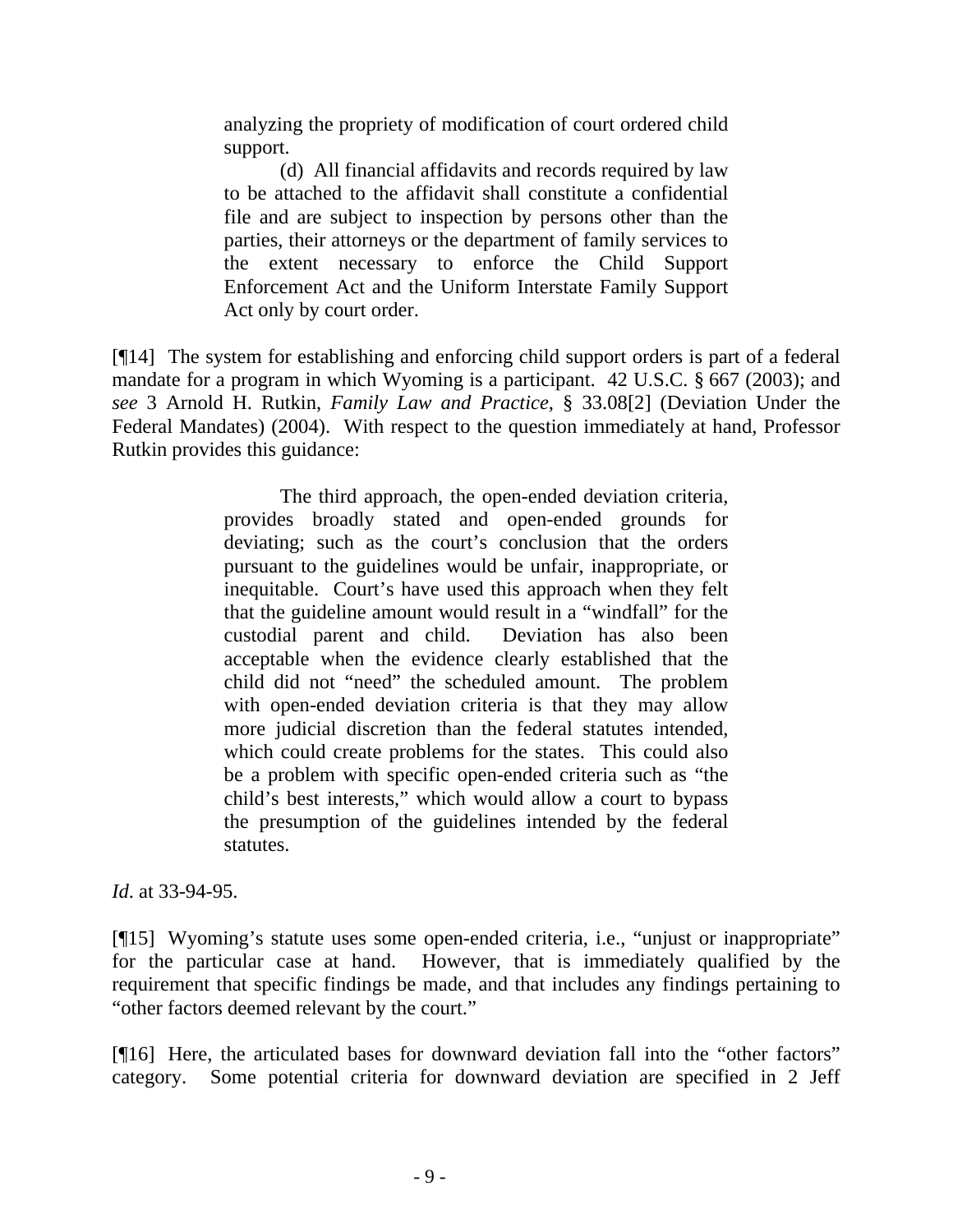> analyzing the propriety of modification of court ordered child support.
>
> (d) All financial affidavits and records required by law to be attached to the affidavit shall constitute a confidential file and are subject to inspection by persons other than the parties, their attorneys or the department of family services to the extent necessary to enforce the Child Support Enforcement Act and the Uniform Interstate Family Support Act only by court order.

[¶14] The system for establishing and enforcing child support orders is part of a federal mandate for a program in which Wyoming is a participant. 42 U.S.C. § 667 (2003); and *see* 3 Arnold H. Rutkin, *Family Law and Practice*, § 33.08[2] (Deviation Under the Federal Mandates) (2004). With respect to the question immediately at hand, Professor Rutkin provides this guidance:

> The third approach, the open-ended deviation criteria, provides broadly stated and open-ended grounds for deviating; such as the court's conclusion that the orders pursuant to the guidelines would be unfair, inappropriate, or inequitable. Court's have used this approach when they felt that the guideline amount would result in a "windfall" for the custodial parent and child. Deviation has also been acceptable when the evidence clearly established that the child did not "need" the scheduled amount. The problem with open-ended deviation criteria is that they may allow more judicial discretion than the federal statutes intended, which could create problems for the states. This could also be a problem with specific open-ended criteria such as "the child's best interests," which would allow a court to bypass the presumption of the guidelines intended by the federal statutes.

*Id*. at 33-94-95.

[¶15] Wyoming's statute uses some open-ended criteria, i.e., "unjust or inappropriate" for the particular case at hand. However, that is immediately qualified by the requirement that specific findings be made, and that includes any findings pertaining to "other factors deemed relevant by the court."

[¶16] Here, the articulated bases for downward deviation fall into the "other factors" category. Some potential criteria for downward deviation are specified in 2 Jeff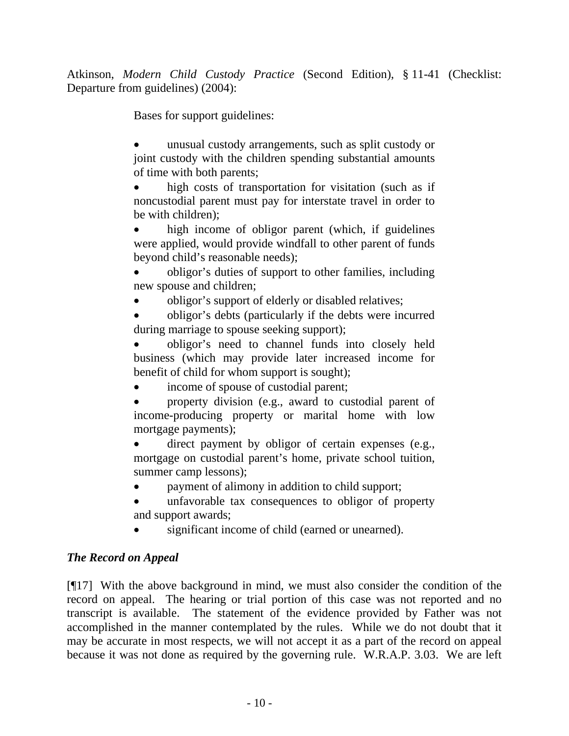Atkinson, *Modern Child Custody Practice* (Second Edition), § 11-41 (Checklist: Departure from guidelines) (2004):

> Bases for support guidelines:
>
> - unusual custody arrangements, such as split custody or joint custody with the children spending substantial amounts of time with both parents;
> - high costs of transportation for visitation (such as if noncustodial parent must pay for interstate travel in order to be with children);
> - high income of obligor parent (which, if guidelines were applied, would provide windfall to other parent of funds beyond child's reasonable needs);
> - obligor's duties of support to other families, including new spouse and children;
> - obligor's support of elderly or disabled relatives;
> - obligor's debts (particularly if the debts were incurred during marriage to spouse seeking support);
> - obligor's need to channel funds into closely held business (which may provide later increased income for benefit of child for whom support is sought);
> - income of spouse of custodial parent;
> - property division (e.g., award to custodial parent of income-producing property or marital home with low mortgage payments);
> - direct payment by obligor of certain expenses (e.g., mortgage on custodial parent's home, private school tuition, summer camp lessons);
> - payment of alimony in addition to child support;
> - unfavorable tax consequences to obligor of property and support awards;
> - significant income of child (earned or unearned).

***The Record on Appeal***

[¶17] With the above background in mind, we must also consider the condition of the record on appeal. The hearing or trial portion of this case was not reported and no transcript is available. The statement of the evidence provided by Father was not accomplished in the manner contemplated by the rules. While we do not doubt that it may be accurate in most respects, we will not accept it as a part of the record on appeal because it was not done as required by the governing rule. W.R.A.P. 3.03. We are left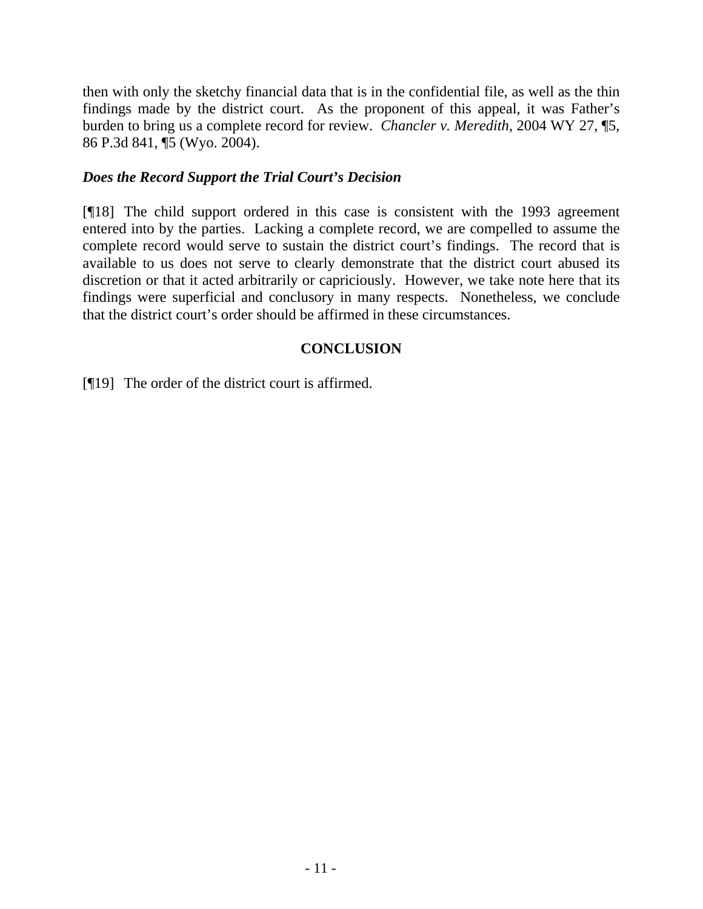then with only the sketchy financial data that is in the confidential file, as well as the thin findings made by the district court. As the proponent of this appeal, it was Father's burden to bring us a complete record for review. *Chancler v. Meredith*, 2004 WY 27, ¶5, 86 P.3d 841, ¶5 (Wyo. 2004).

### *Does the Record Support the Trial Court's Decision*

[¶18] The child support ordered in this case is consistent with the 1993 agreement entered into by the parties. Lacking a complete record, we are compelled to assume the complete record would serve to sustain the district court's findings. The record that is available to us does not serve to clearly demonstrate that the district court abused its discretion or that it acted arbitrarily or capriciously. However, we take note here that its findings were superficial and conclusory in many respects. Nonetheless, we conclude that the district court's order should be affirmed in these circumstances.

## CONCLUSION

[¶19] The order of the district court is affirmed.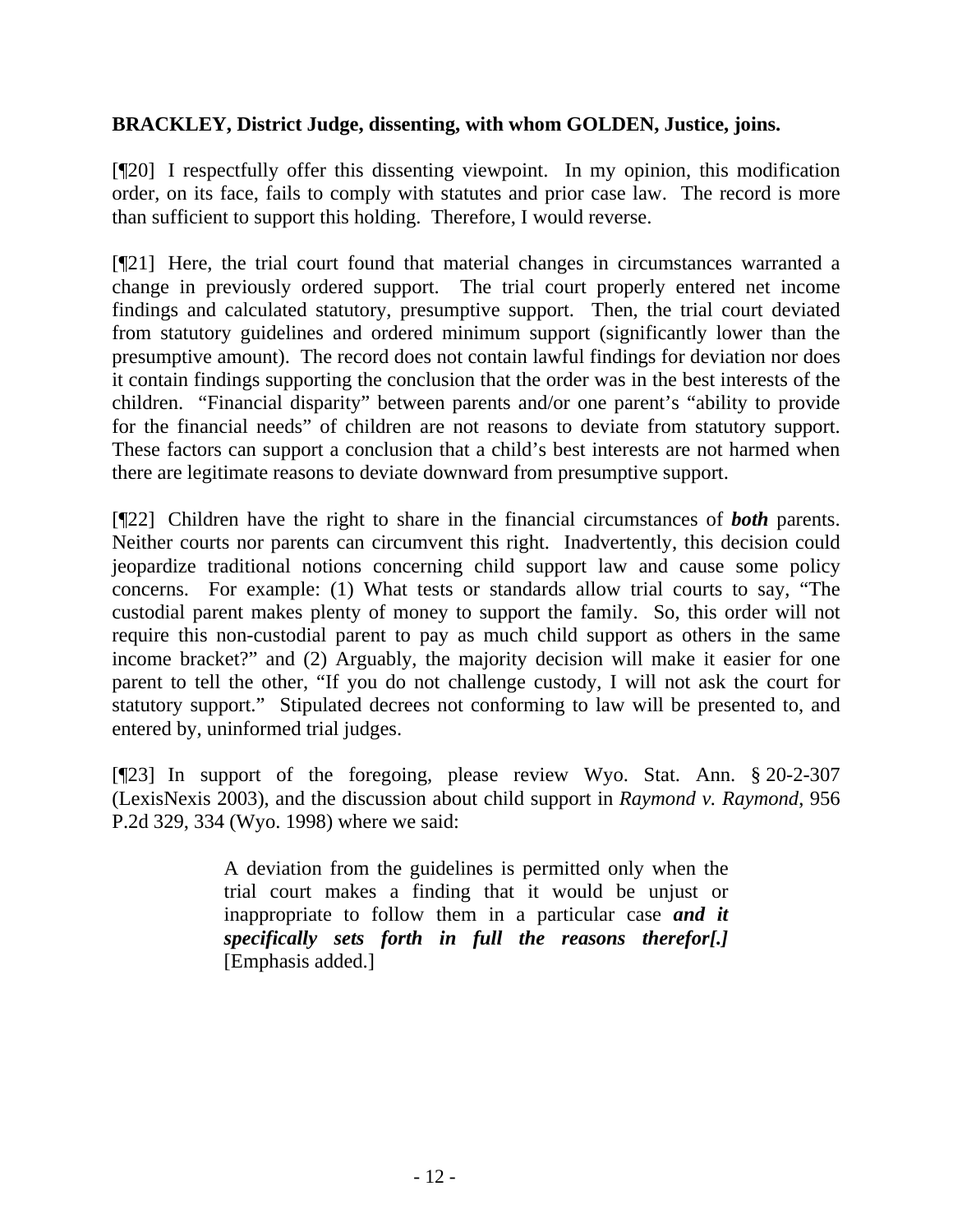**BRACKLEY, District Judge, dissenting, with whom GOLDEN, Justice, joins.**

[¶20] I respectfully offer this dissenting viewpoint. In my opinion, this modification order, on its face, fails to comply with statutes and prior case law. The record is more than sufficient to support this holding. Therefore, I would reverse.

[¶21] Here, the trial court found that material changes in circumstances warranted a change in previously ordered support. The trial court properly entered net income findings and calculated statutory, presumptive support. Then, the trial court deviated from statutory guidelines and ordered minimum support (significantly lower than the presumptive amount). The record does not contain lawful findings for deviation nor does it contain findings supporting the conclusion that the order was in the best interests of the children. "Financial disparity" between parents and/or one parent's "ability to provide for the financial needs" of children are not reasons to deviate from statutory support. These factors can support a conclusion that a child's best interests are not harmed when there are legitimate reasons to deviate downward from presumptive support.

[¶22] Children have the right to share in the financial circumstances of ***both*** parents. Neither courts nor parents can circumvent this right. Inadvertently, this decision could jeopardize traditional notions concerning child support law and cause some policy concerns. For example: (1) What tests or standards allow trial courts to say, "The custodial parent makes plenty of money to support the family. So, this order will not require this non-custodial parent to pay as much child support as others in the same income bracket?" and (2) Arguably, the majority decision will make it easier for one parent to tell the other, "If you do not challenge custody, I will not ask the court for statutory support." Stipulated decrees not conforming to law will be presented to, and entered by, uninformed trial judges.

[¶23] In support of the foregoing, please review Wyo. Stat. Ann. § 20-2-307 (LexisNexis 2003), and the discussion about child support in *Raymond v. Raymond*, 956 P.2d 329, 334 (Wyo. 1998) where we said:

> A deviation from the guidelines is permitted only when the trial court makes a finding that it would be unjust or inappropriate to follow them in a particular case ***and it specifically sets forth in full the reasons therefor[.]*** [Emphasis added.]